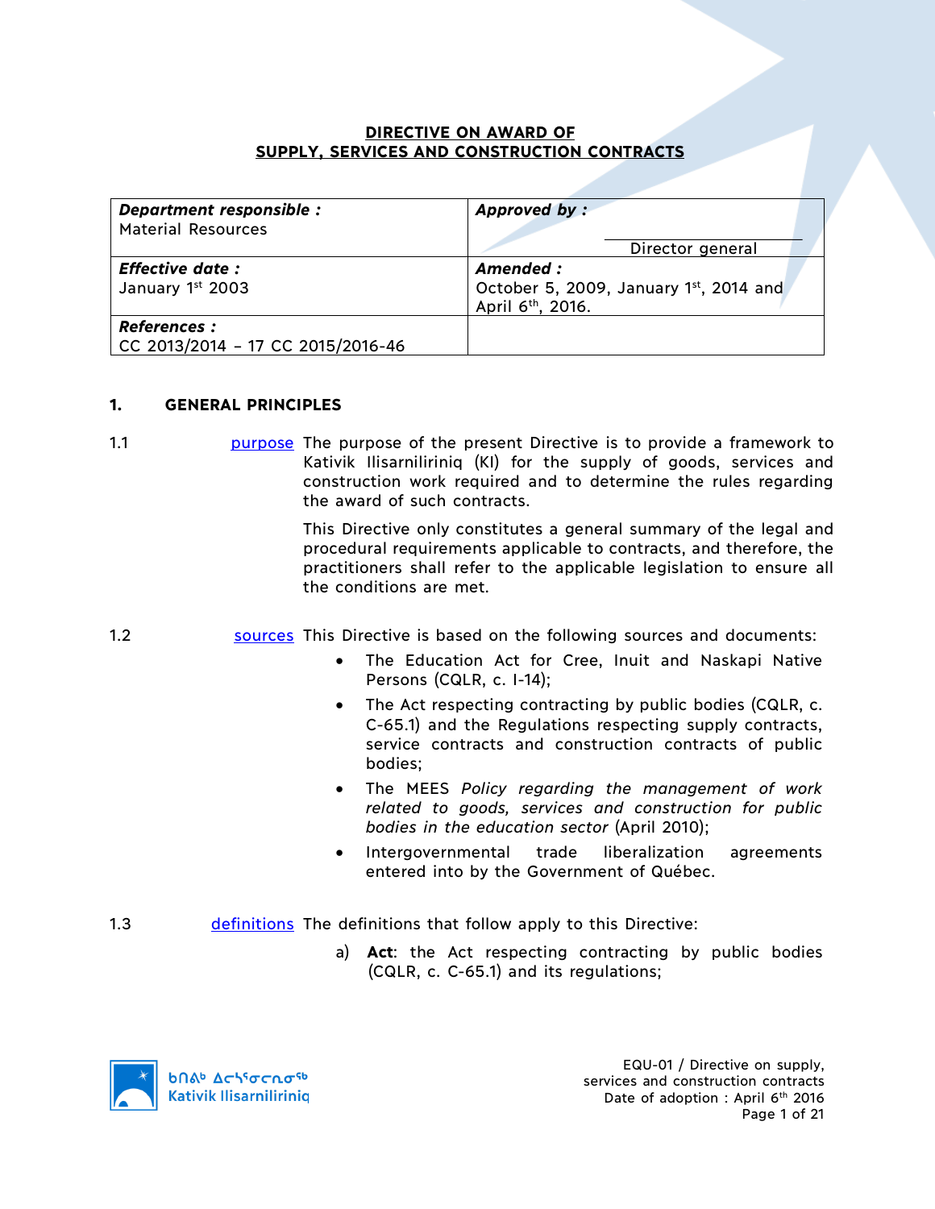# DIRECTIVE ON AWARD OF SUPPLY, SERVICES AND CONSTRUCTION CONTRACTS

| **Department responsible :** Material Resources | **Approved by :** Director general |
|---|---|
| **Effective date :** January 1st 2003 | **Amended :** October 5, 2009, January 1st, 2014 and April 6th, 2016. |
| **References :** CC 2013/2014 – 17 CC 2015/2016-46 | |

## 1. GENERAL PRINCIPLES

1.1 purpose The purpose of the present Directive is to provide a framework to Kativik Ilisarniliriniq (KI) for the supply of goods, services and construction work required and to determine the rules regarding the award of such contracts.

This Directive only constitutes a general summary of the legal and procedural requirements applicable to contracts, and therefore, the practitioners shall refer to the applicable legislation to ensure all the conditions are met.

1.2 sources This Directive is based on the following sources and documents:

- The Education Act for Cree, Inuit and Naskapi Native Persons (CQLR, c. I-14);
- The Act respecting contracting by public bodies (CQLR, c. C-65.1) and the Regulations respecting supply contracts, service contracts and construction contracts of public bodies;
- The MEES *Policy regarding the management of work related to goods, services and construction for public bodies in the education sector* (April 2010);
- Intergovernmental trade liberalization agreements entered into by the Government of Québec.

1.3 definitions The definitions that follow apply to this Directive:

a) **Act**: the Act respecting contracting by public bodies (CQLR, c. C-65.1) and its regulations;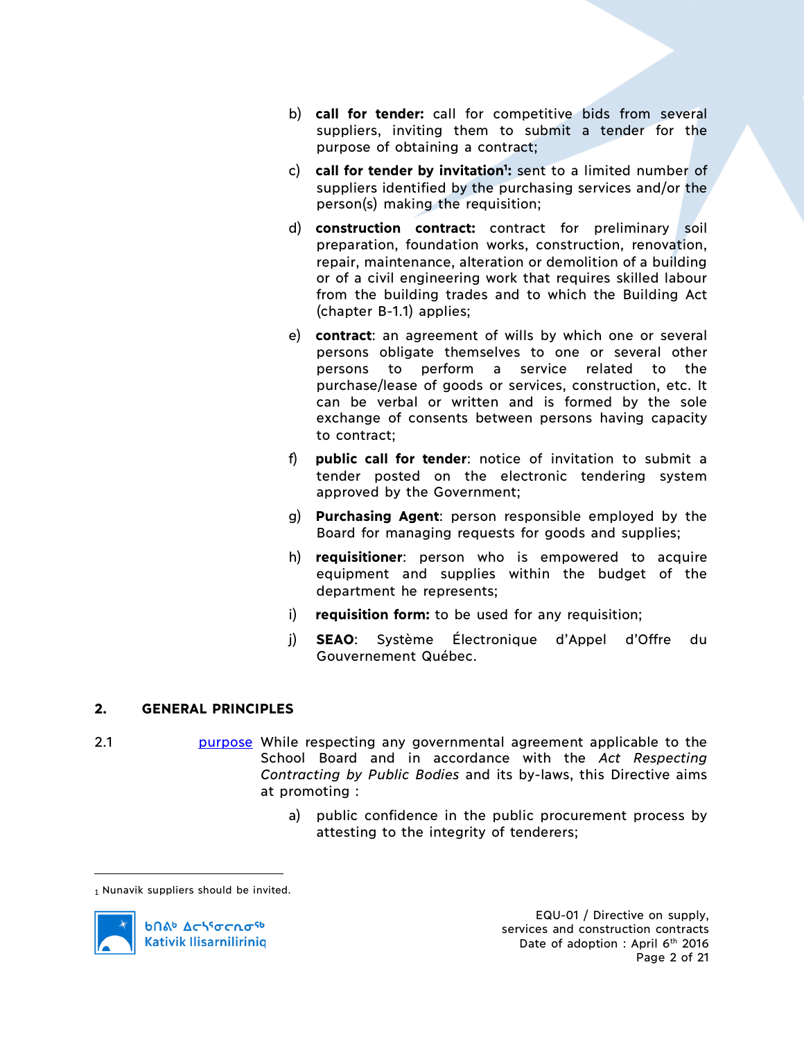b) **call for tender:** call for competitive bids from several suppliers, inviting them to submit a tender for the purpose of obtaining a contract;

c) **call for tender by invitation[1]:** sent to a limited number of suppliers identified by the purchasing services and/or the person(s) making the requisition;

d) **construction contract:** contract for preliminary soil preparation, foundation works, construction, renovation, repair, maintenance, alteration or demolition of a building or of a civil engineering work that requires skilled labour from the building trades and to which the Building Act (chapter B-1.1) applies;

e) **contract**: an agreement of wills by which one or several persons obligate themselves to one or several other persons to perform a service related to the purchase/lease of goods or services, construction, etc. It can be verbal or written and is formed by the sole exchange of consents between persons having capacity to contract;

f) **public call for tender**: notice of invitation to submit a tender posted on the electronic tendering system approved by the Government;

g) **Purchasing Agent**: person responsible employed by the Board for managing requests for goods and supplies;

h) **requisitioner**: person who is empowered to acquire equipment and supplies within the budget of the department he represents;

i) **requisition form:** to be used for any requisition;

j) **SEAO**: Système Électronique d'Appel d'Offre du Gouvernement Québec.

## 2. GENERAL PRINCIPLES

2.1 purpose While respecting any governmental agreement applicable to the School Board and in accordance with the *Act Respecting Contracting by Public Bodies* and its by-laws, this Directive aims at promoting :

a) public confidence in the public procurement process by attesting to the integrity of tenderers;

---

[1] Nunavik suppliers should be invited.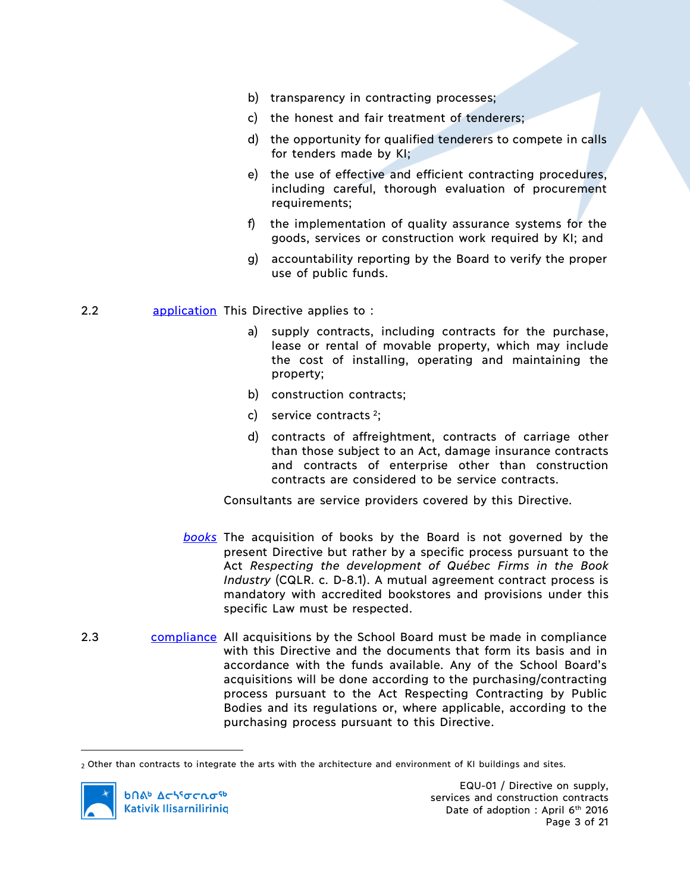b) transparency in contracting processes;

c) the honest and fair treatment of tenderers;

d) the opportunity for qualified tenderers to compete in calls for tenders made by KI;

e) the use of effective and efficient contracting procedures, including careful, thorough evaluation of procurement requirements;

f) the implementation of quality assurance systems for the goods, services or construction work required by KI; and

g) accountability reporting by the Board to verify the proper use of public funds.

2.2 application This Directive applies to :

a) supply contracts, including contracts for the purchase, lease or rental of movable property, which may include the cost of installing, operating and maintaining the property;

b) construction contracts;

c) service contracts [2];

d) contracts of affreightment, contracts of carriage other than those subject to an Act, damage insurance contracts and contracts of enterprise other than construction contracts are considered to be service contracts.

Consultants are service providers covered by this Directive.

*books* The acquisition of books by the Board is not governed by the present Directive but rather by a specific process pursuant to the Act *Respecting the development of Québec Firms in the Book Industry* (CQLR. c. D-8.1). A mutual agreement contract process is mandatory with accredited bookstores and provisions under this specific Law must be respected.

2.3 compliance All acquisitions by the School Board must be made in compliance with this Directive and the documents that form its basis and in accordance with the funds available. Any of the School Board's acquisitions will be done according to the purchasing/contracting process pursuant to the Act Respecting Contracting by Public Bodies and its regulations or, where applicable, according to the purchasing process pursuant to this Directive.

[2] Other than contracts to integrate the arts with the architecture and environment of KI buildings and sites.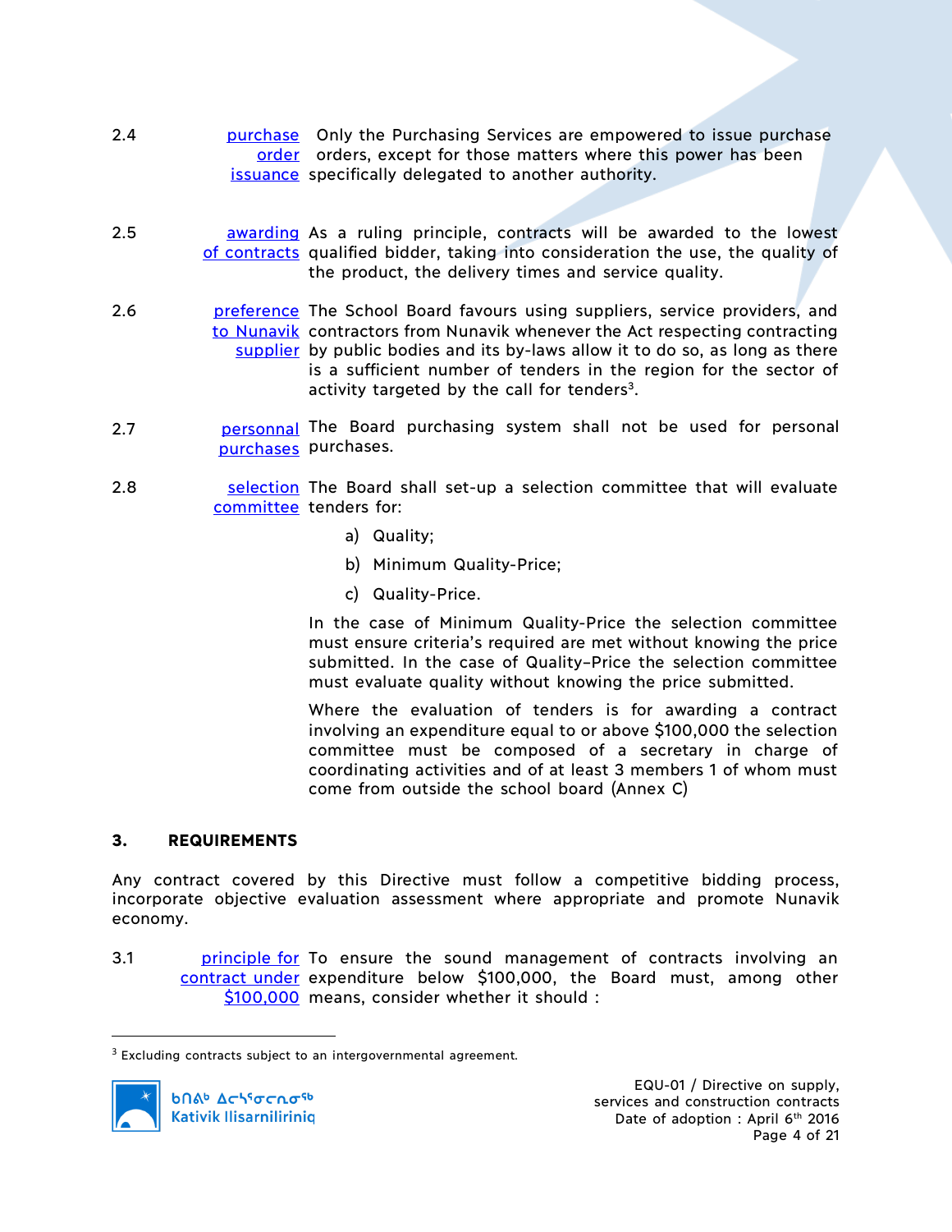2.4 **purchase order issuance** Only the Purchasing Services are empowered to issue purchase orders, except for those matters where this power has been specifically delegated to another authority.

2.5 **awarding of contracts** As a ruling principle, contracts will be awarded to the lowest qualified bidder, taking into consideration the use, the quality of the product, the delivery times and service quality.

2.6 **preference to Nunavik supplier** The School Board favours using suppliers, service providers, and contractors from Nunavik whenever the Act respecting contracting by public bodies and its by-laws allow it to do so, as long as there is a sufficient number of tenders in the region for the sector of activity targeted by the call for tenders[3].

2.7 **personnal purchases** The Board purchasing system shall not be used for personal purchases.

2.8 **selection committee** The Board shall set-up a selection committee that will evaluate tenders for:

a) Quality;

b) Minimum Quality-Price;

c) Quality-Price.

In the case of Minimum Quality-Price the selection committee must ensure criteria's required are met without knowing the price submitted. In the case of Quality–Price the selection committee must evaluate quality without knowing the price submitted.

Where the evaluation of tenders is for awarding a contract involving an expenditure equal to or above $100,000 the selection committee must be composed of a secretary in charge of coordinating activities and of at least 3 members 1 of whom must come from outside the school board (Annex C)

## 3. REQUIREMENTS

Any contract covered by this Directive must follow a competitive bidding process, incorporate objective evaluation assessment where appropriate and promote Nunavik economy.

3.1 **principle for contract under $100,000** To ensure the sound management of contracts involving an expenditure below $100,000, the Board must, among other means, consider whether it should :

---

[3] Excluding contracts subject to an intergovernmental agreement.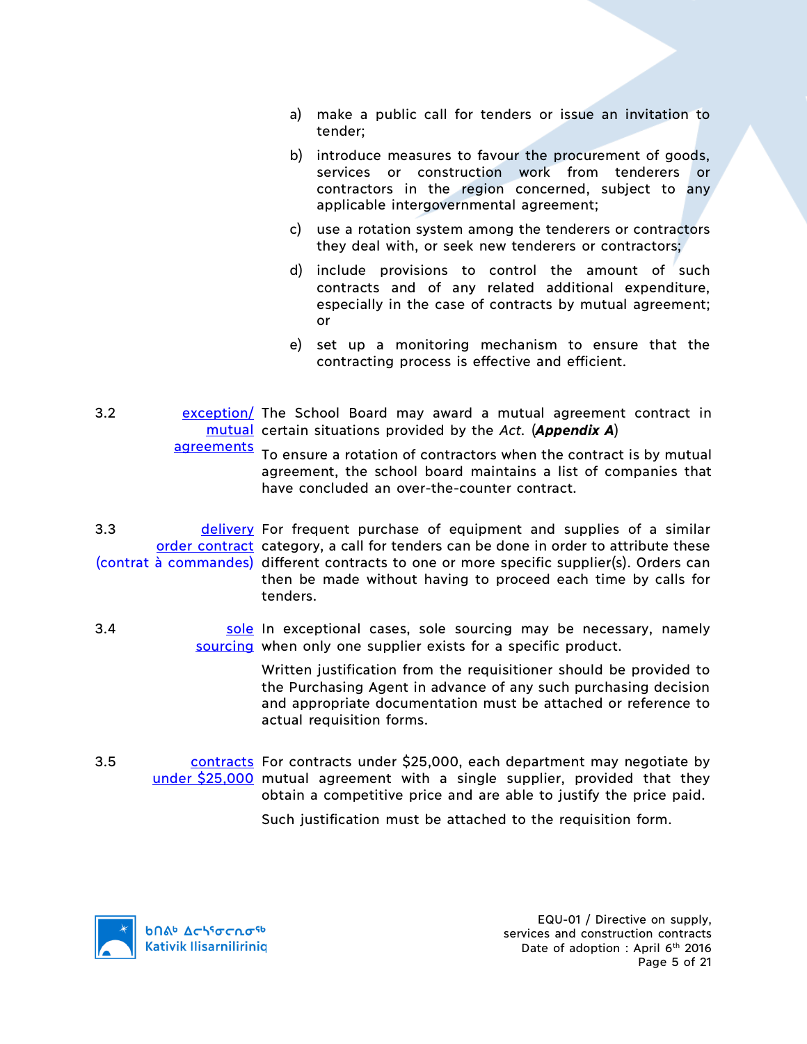a) make a public call for tenders or issue an invitation to tender;

b) introduce measures to favour the procurement of goods, services or construction work from tenderers or contractors in the region concerned, subject to any applicable intergovernmental agreement;

c) use a rotation system among the tenderers or contractors they deal with, or seek new tenderers or contractors;

d) include provisions to control the amount of such contracts and of any related additional expenditure, especially in the case of contracts by mutual agreement; or

e) set up a monitoring mechanism to ensure that the contracting process is effective and efficient.

**3.2 exception/ mutual agreements**

The School Board may award a mutual agreement contract in certain situations provided by the *Act*. (***Appendix A***)

To ensure a rotation of contractors when the contract is by mutual agreement, the school board maintains a list of companies that have concluded an over-the-counter contract.

**3.3 delivery order contract (contrat à commandes)**

For frequent purchase of equipment and supplies of a similar category, a call for tenders can be done in order to attribute these different contracts to one or more specific supplier(s). Orders can then be made without having to proceed each time by calls for tenders.

**3.4 sole sourcing**

In exceptional cases, sole sourcing may be necessary, namely when only one supplier exists for a specific product.

Written justification from the requisitioner should be provided to the Purchasing Agent in advance of any such purchasing decision and appropriate documentation must be attached or reference to actual requisition forms.

**3.5 contracts under $25,000**

For contracts under $25,000, each department may negotiate by mutual agreement with a single supplier, provided that they obtain a competitive price and are able to justify the price paid.

Such justification must be attached to the requisition form.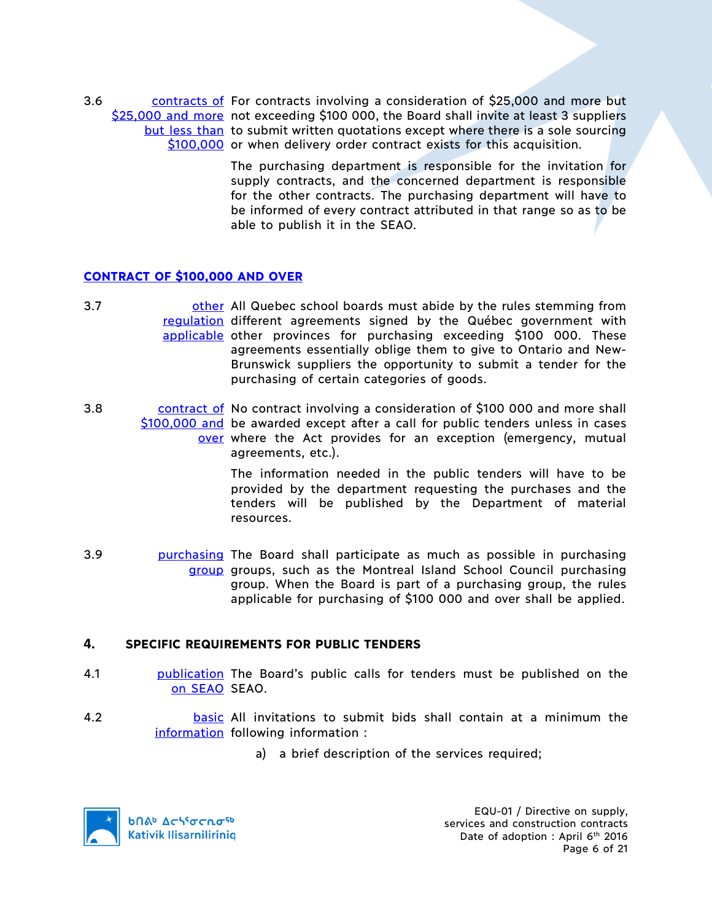3.6 **contracts of $25,000 and more but less than $100,000** For contracts involving a consideration of $25,000 and more but not exceeding $100 000, the Board shall invite at least 3 suppliers to submit written quotations except where there is a sole sourcing or when delivery order contract exists for this acquisition.

The purchasing department is responsible for the invitation for supply contracts, and the concerned department is responsible for the other contracts. The purchasing department will have to be informed of every contract attributed in that range so as to be able to publish it in the SEAO.

## CONTRACT OF $100,000 AND OVER

3.7 **other regulation applicable** All Quebec school boards must abide by the rules stemming from different agreements signed by the Québec government with other provinces for purchasing exceeding $100 000. These agreements essentially oblige them to give to Ontario and New-Brunswick suppliers the opportunity to submit a tender for the purchasing of certain categories of goods.

3.8 **contract of $100,000 and over** No contract involving a consideration of $100 000 and more shall be awarded except after a call for public tenders unless in cases where the Act provides for an exception (emergency, mutual agreements, etc.).

The information needed in the public tenders will have to be provided by the department requesting the purchases and the tenders will be published by the Department of material resources.

3.9 **purchasing group** The Board shall participate as much as possible in purchasing groups, such as the Montreal Island School Council purchasing group. When the Board is part of a purchasing group, the rules applicable for purchasing of $100 000 and over shall be applied.

## 4. SPECIFIC REQUIREMENTS FOR PUBLIC TENDERS

4.1 **publication on SEAO** The Board's public calls for tenders must be published on the SEAO.

4.2 **basic information** All invitations to submit bids shall contain at a minimum the following information :

a) a brief description of the services required;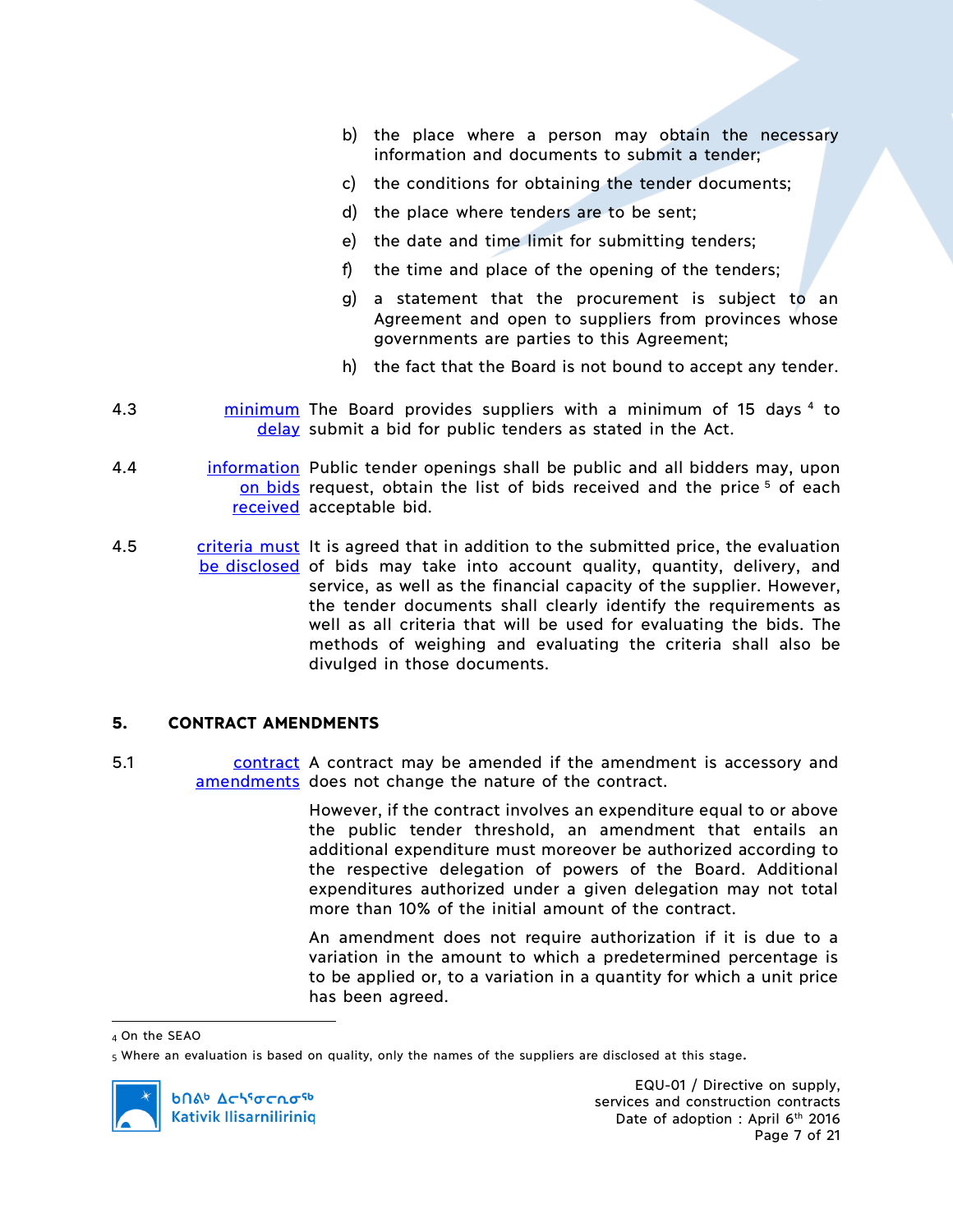b) the place where a person may obtain the necessary information and documents to submit a tender;

c) the conditions for obtaining the tender documents;

d) the place where tenders are to be sent;

e) the date and time limit for submitting tenders;

f) the time and place of the opening of the tenders;

g) a statement that the procurement is subject to an Agreement and open to suppliers from provinces whose governments are parties to this Agreement;

h) the fact that the Board is not bound to accept any tender.

4.3 minimum delay — The Board provides suppliers with a minimum of 15 days [4] to submit a bid for public tenders as stated in the Act.

4.4 information on bids received — Public tender openings shall be public and all bidders may, upon request, obtain the list of bids received and the price [5] of each acceptable bid.

4.5 criteria must be disclosed — It is agreed that in addition to the submitted price, the evaluation of bids may take into account quality, quantity, delivery, and service, as well as the financial capacity of the supplier. However, the tender documents shall clearly identify the requirements as well as all criteria that will be used for evaluating the bids. The methods of weighing and evaluating the criteria shall also be divulged in those documents.

## 5. CONTRACT AMENDMENTS

5.1 contract amendments — A contract may be amended if the amendment is accessory and does not change the nature of the contract.

However, if the contract involves an expenditure equal to or above the public tender threshold, an amendment that entails an additional expenditure must moreover be authorized according to the respective delegation of powers of the Board. Additional expenditures authorized under a given delegation may not total more than 10% of the initial amount of the contract.

An amendment does not require authorization if it is due to a variation in the amount to which a predetermined percentage is to be applied or, to a variation in a quantity for which a unit price has been agreed.

---

[4] On the SEAO

[5] Where an evaluation is based on quality, only the names of the suppliers are disclosed at this stage.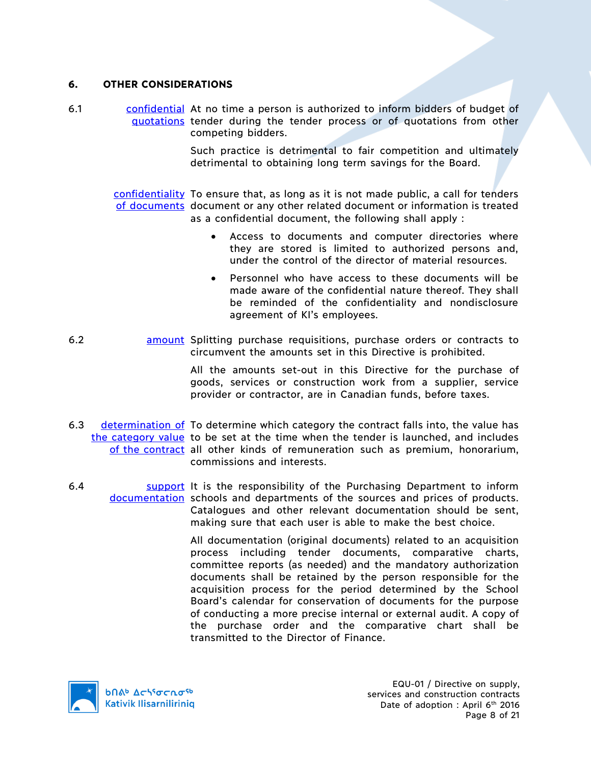## 6. OTHER CONSIDERATIONS

6.1 **confidential quotations** At no time a person is authorized to inform bidders of budget of tender during the tender process or of quotations from other competing bidders.

Such practice is detrimental to fair competition and ultimately detrimental to obtaining long term savings for the Board.

**confidentiality of documents** To ensure that, as long as it is not made public, a call for tenders document or any other related document or information is treated as a confidential document, the following shall apply :

- Access to documents and computer directories where they are stored is limited to authorized persons and, under the control of the director of material resources.
- Personnel who have access to these documents will be made aware of the confidential nature thereof. They shall be reminded of the confidentiality and nondisclosure agreement of KI's employees.

6.2 **amount** Splitting purchase requisitions, purchase orders or contracts to circumvent the amounts set in this Directive is prohibited.

All the amounts set-out in this Directive for the purchase of goods, services or construction work from a supplier, service provider or contractor, are in Canadian funds, before taxes.

6.3 **determination of the category value of the contract** To determine which category the contract falls into, the value has to be set at the time when the tender is launched, and includes all other kinds of remuneration such as premium, honorarium, commissions and interests.

6.4 **support documentation** It is the responsibility of the Purchasing Department to inform schools and departments of the sources and prices of products. Catalogues and other relevant documentation should be sent, making sure that each user is able to make the best choice.

All documentation (original documents) related to an acquisition process including tender documents, comparative charts, committee reports (as needed) and the mandatory authorization documents shall be retained by the person responsible for the acquisition process for the period determined by the School Board's calendar for conservation of documents for the purpose of conducting a more precise internal or external audit. A copy of the purchase order and the comparative chart shall be transmitted to the Director of Finance.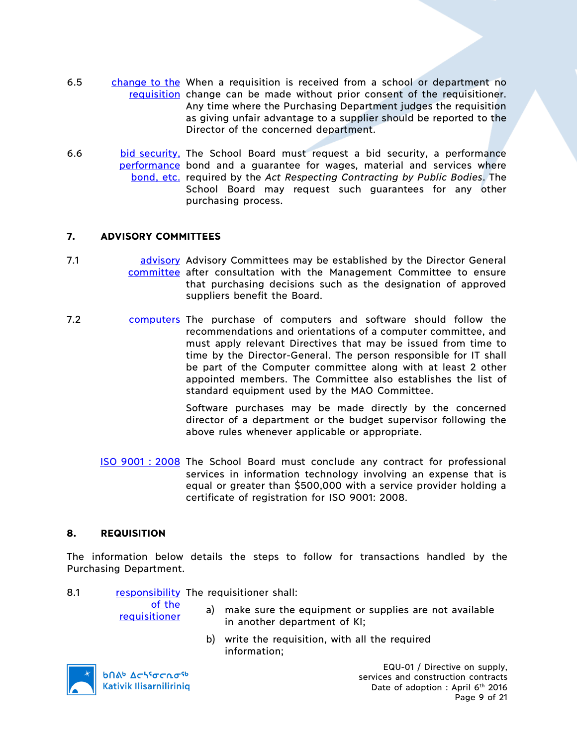6.5 change to the requisition When a requisition is received from a school or department no change can be made without prior consent of the requisitioner. Any time where the Purchasing Department judges the requisition as giving unfair advantage to a supplier should be reported to the Director of the concerned department.

6.6 bid security, performance bond, etc. The School Board must request a bid security, a performance bond and a guarantee for wages, material and services where required by the *Act Respecting Contracting by Public Bodies*. The School Board may request such guarantees for any other purchasing process.

## 7. ADVISORY COMMITTEES

7.1 advisory committee Advisory Committees may be established by the Director General after consultation with the Management Committee to ensure that purchasing decisions such as the designation of approved suppliers benefit the Board.

7.2 computers The purchase of computers and software should follow the recommendations and orientations of a computer committee, and must apply relevant Directives that may be issued from time to time by the Director-General. The person responsible for IT shall be part of the Computer committee along with at least 2 other appointed members. The Committee also establishes the list of standard equipment used by the MAO Committee.

Software purchases may be made directly by the concerned director of a department or the budget supervisor following the above rules whenever applicable or appropriate.

ISO 9001 : 2008 The School Board must conclude any contract for professional services in information technology involving an expense that is equal or greater than $500,000 with a service provider holding a certificate of registration for ISO 9001: 2008.

## 8. REQUISITION

The information below details the steps to follow for transactions handled by the Purchasing Department.

8.1 responsibility of the requisitioner The requisitioner shall:

a) make sure the equipment or supplies are not available in another department of KI;

b) write the requisition, with all the required information;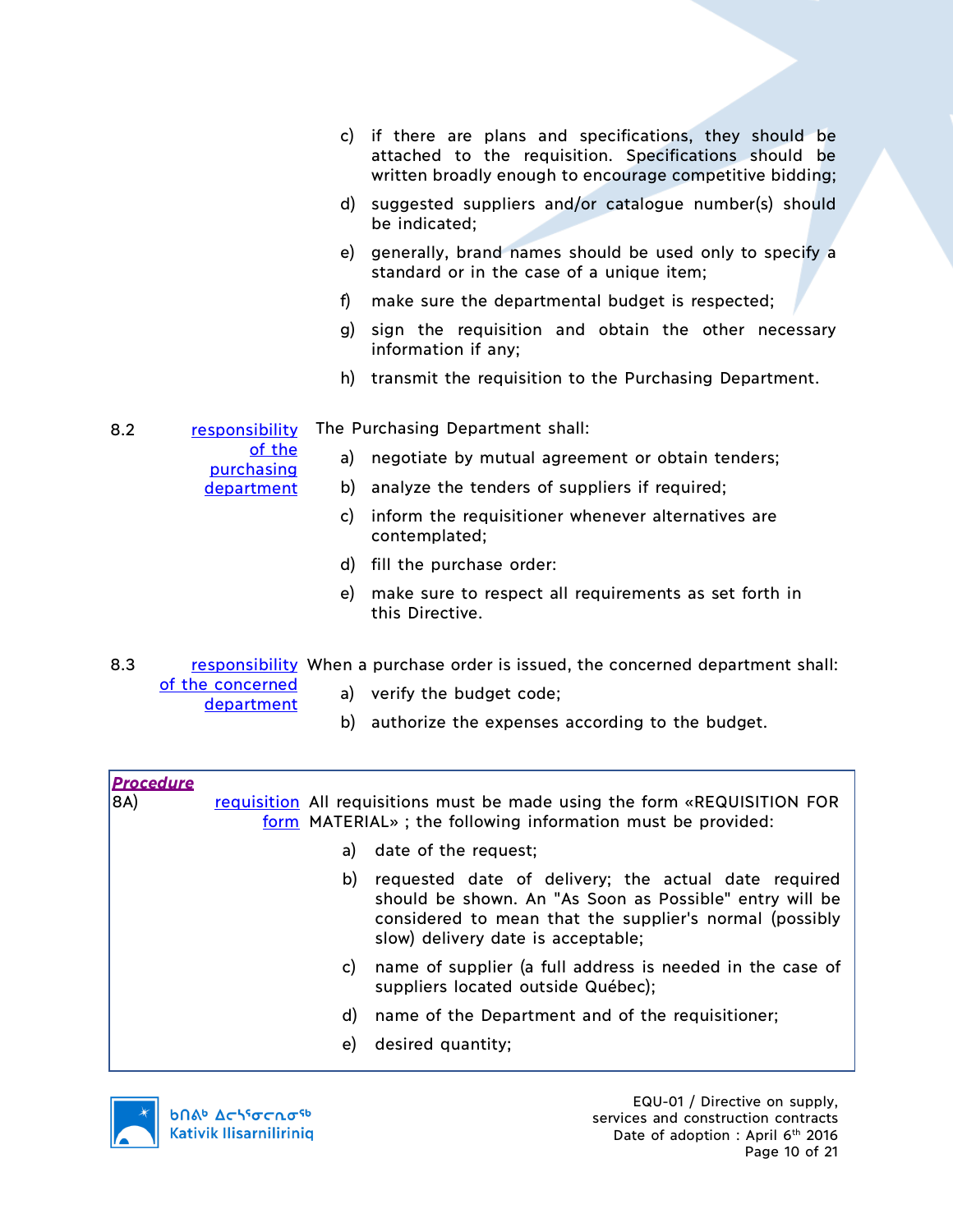c) if there are plans and specifications, they should be attached to the requisition. Specifications should be written broadly enough to encourage competitive bidding;

d) suggested suppliers and/or catalogue number(s) should be indicated;

e) generally, brand names should be used only to specify a standard or in the case of a unique item;

f) make sure the departmental budget is respected;

g) sign the requisition and obtain the other necessary information if any;

h) transmit the requisition to the Purchasing Department.

8.2 responsibility of the purchasing department

The Purchasing Department shall:

a) negotiate by mutual agreement or obtain tenders;

b) analyze the tenders of suppliers if required;

c) inform the requisitioner whenever alternatives are contemplated;

d) fill the purchase order:

e) make sure to respect all requirements as set forth in this Directive.

8.3 responsibility of the concerned department

When a purchase order is issued, the concerned department shall:

a) verify the budget code;

b) authorize the expenses according to the budget.

***Procedure***

8A) requisition form

All requisitions must be made using the form «REQUISITION FOR MATERIAL» ; the following information must be provided:

a) date of the request;

b) requested date of delivery; the actual date required should be shown. An "As Soon as Possible" entry will be considered to mean that the supplier's normal (possibly slow) delivery date is acceptable;

c) name of supplier (a full address is needed in the case of suppliers located outside Québec);

d) name of the Department and of the requisitioner;

e) desired quantity;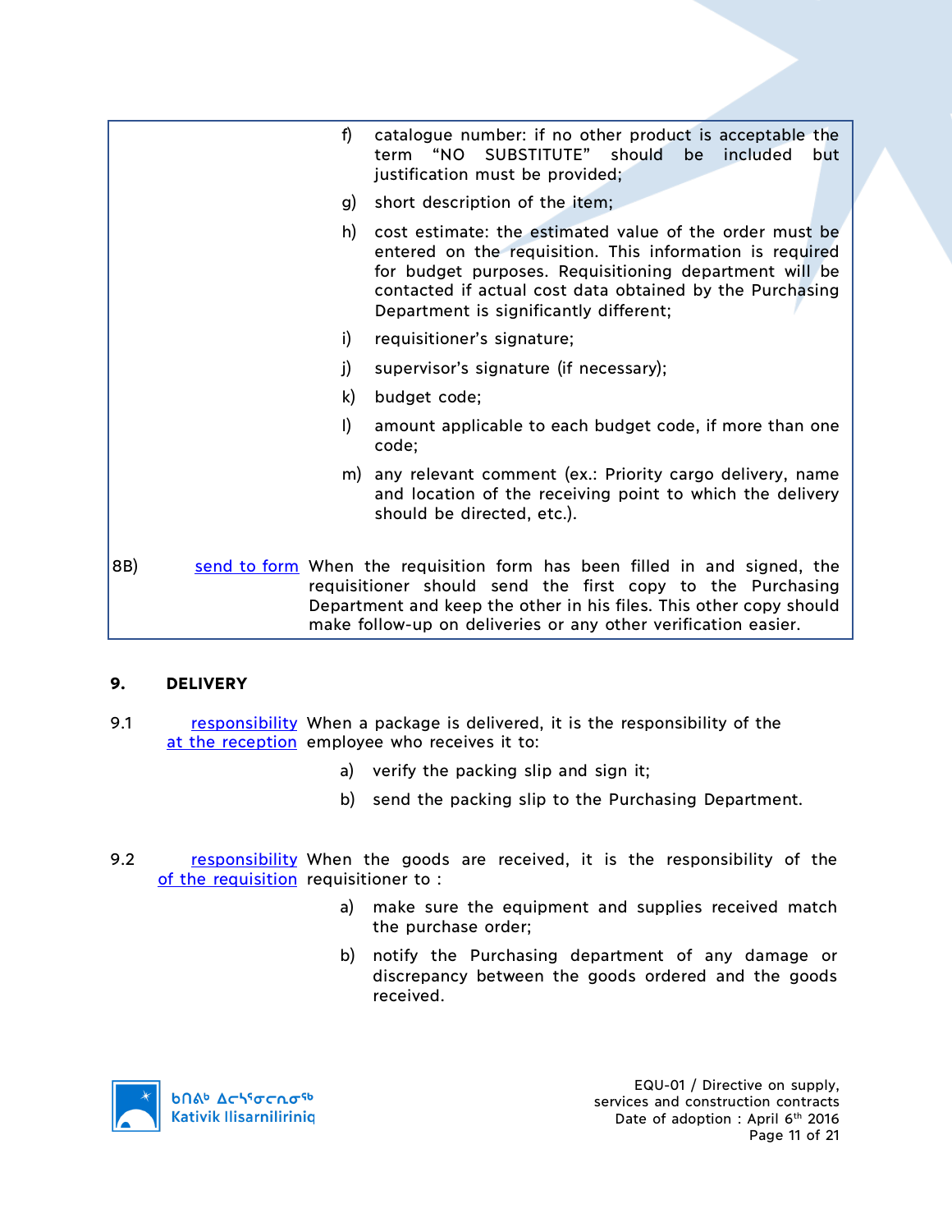f) catalogue number: if no other product is acceptable the term "NO SUBSTITUTE" should be included but justification must be provided;

g) short description of the item;

h) cost estimate: the estimated value of the order must be entered on the requisition. This information is required for budget purposes. Requisitioning department will be contacted if actual cost data obtained by the Purchasing Department is significantly different;

i) requisitioner's signature;

j) supervisor's signature (if necessary);

k) budget code;

l) amount applicable to each budget code, if more than one code;

m) any relevant comment (ex.: Priority cargo delivery, name and location of the receiving point to which the delivery should be directed, etc.).

8B) send to form — When the requisition form has been filled in and signed, the requisitioner should send the first copy to the Purchasing Department and keep the other in his files. This other copy should make follow-up on deliveries or any other verification easier.

## 9. DELIVERY

9.1 responsibility at the reception — When a package is delivered, it is the responsibility of the employee who receives it to:

a) verify the packing slip and sign it;

b) send the packing slip to the Purchasing Department.

9.2 responsibility of the requisition — When the goods are received, it is the responsibility of the requisitioner to :

a) make sure the equipment and supplies received match the purchase order;

b) notify the Purchasing department of any damage or discrepancy between the goods ordered and the goods received.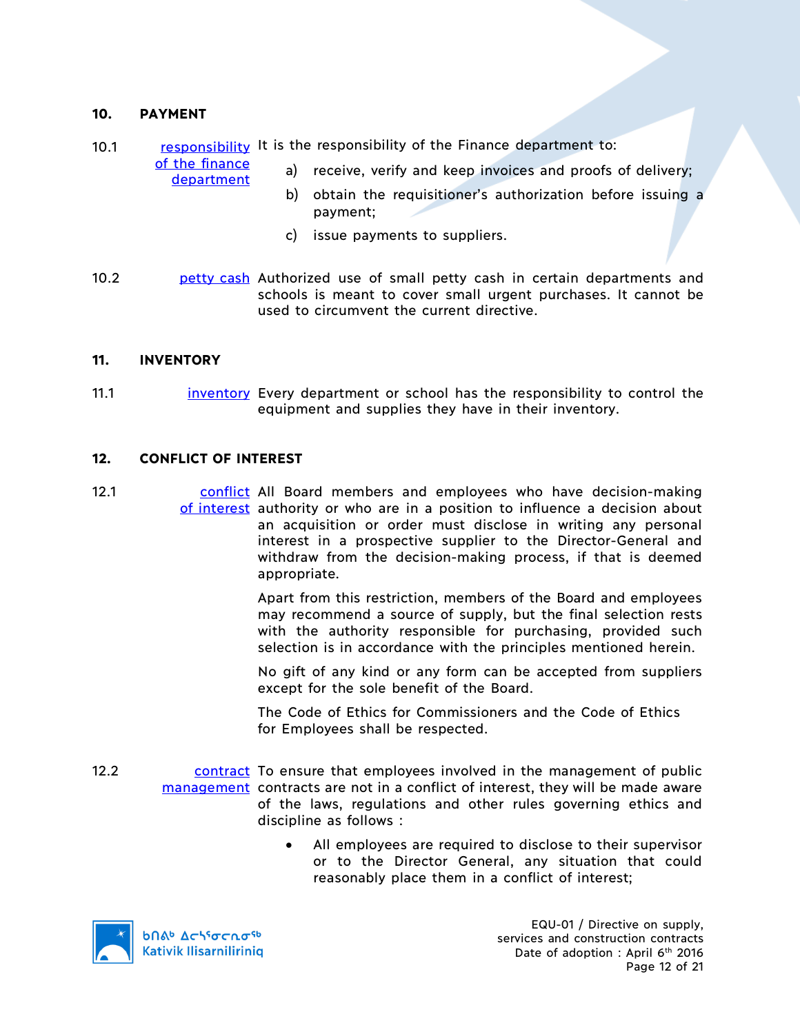## 10. PAYMENT

10.1 responsibility of the finance department

It is the responsibility of the Finance department to:

a) receive, verify and keep invoices and proofs of delivery;

b) obtain the requisitioner's authorization before issuing a payment;

c) issue payments to suppliers.

10.2 petty cash

Authorized use of small petty cash in certain departments and schools is meant to cover small urgent purchases. It cannot be used to circumvent the current directive.

## 11. INVENTORY

11.1 inventory

Every department or school has the responsibility to control the equipment and supplies they have in their inventory.

## 12. CONFLICT OF INTEREST

12.1 conflict of interest

All Board members and employees who have decision-making authority or who are in a position to influence a decision about an acquisition or order must disclose in writing any personal interest in a prospective supplier to the Director-General and withdraw from the decision-making process, if that is deemed appropriate.

Apart from this restriction, members of the Board and employees may recommend a source of supply, but the final selection rests with the authority responsible for purchasing, provided such selection is in accordance with the principles mentioned herein.

No gift of any kind or any form can be accepted from suppliers except for the sole benefit of the Board.

The Code of Ethics for Commissioners and the Code of Ethics for Employees shall be respected.

12.2 contract management

To ensure that employees involved in the management of public contracts are not in a conflict of interest, they will be made aware of the laws, regulations and other rules governing ethics and discipline as follows :

- All employees are required to disclose to their supervisor or to the Director General, any situation that could reasonably place them in a conflict of interest;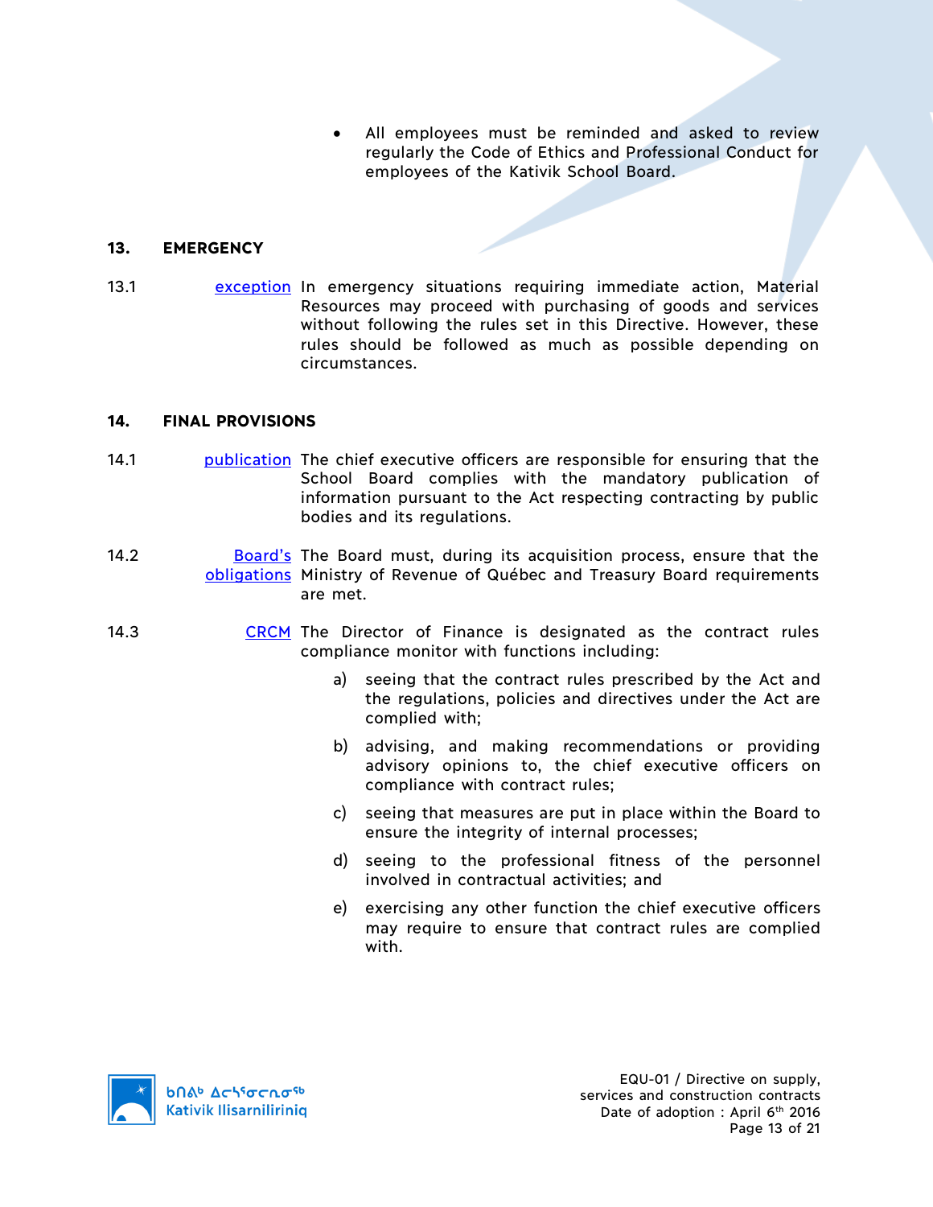- All employees must be reminded and asked to review regularly the Code of Ethics and Professional Conduct for employees of the Kativik School Board.

## 13. EMERGENCY

13.1 exception In emergency situations requiring immediate action, Material Resources may proceed with purchasing of goods and services without following the rules set in this Directive. However, these rules should be followed as much as possible depending on circumstances.

## 14. FINAL PROVISIONS

14.1 publication The chief executive officers are responsible for ensuring that the School Board complies with the mandatory publication of information pursuant to the Act respecting contracting by public bodies and its regulations.

14.2 Board's obligations The Board must, during its acquisition process, ensure that the Ministry of Revenue of Québec and Treasury Board requirements are met.

14.3 CRCM The Director of Finance is designated as the contract rules compliance monitor with functions including:

a) seeing that the contract rules prescribed by the Act and the regulations, policies and directives under the Act are complied with;

b) advising, and making recommendations or providing advisory opinions to, the chief executive officers on compliance with contract rules;

c) seeing that measures are put in place within the Board to ensure the integrity of internal processes;

d) seeing to the professional fitness of the personnel involved in contractual activities; and

e) exercising any other function the chief executive officers may require to ensure that contract rules are complied with.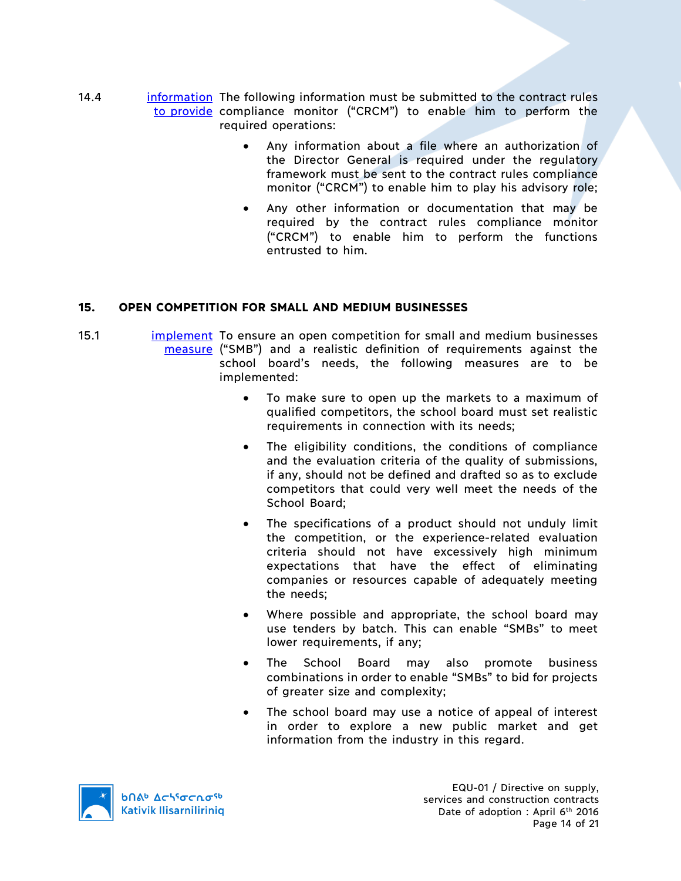14.4 information to provide The following information must be submitted to the contract rules compliance monitor (“CRCM”) to enable him to perform the required operations:

- Any information about a file where an authorization of the Director General is required under the regulatory framework must be sent to the contract rules compliance monitor (“CRCM”) to enable him to play his advisory role;
- Any other information or documentation that may be required by the contract rules compliance monitor (“CRCM”) to enable him to perform the functions entrusted to him.

## 15. OPEN COMPETITION FOR SMALL AND MEDIUM BUSINESSES

15.1 implement measure To ensure an open competition for small and medium businesses (“SMB”) and a realistic definition of requirements against the school board’s needs, the following measures are to be implemented:

- To make sure to open up the markets to a maximum of qualified competitors, the school board must set realistic requirements in connection with its needs;
- The eligibility conditions, the conditions of compliance and the evaluation criteria of the quality of submissions, if any, should not be defined and drafted so as to exclude competitors that could very well meet the needs of the School Board;
- The specifications of a product should not unduly limit the competition, or the experience-related evaluation criteria should not have excessively high minimum expectations that have the effect of eliminating companies or resources capable of adequately meeting the needs;
- Where possible and appropriate, the school board may use tenders by batch. This can enable “SMBs” to meet lower requirements, if any;
- The School Board may also promote business combinations in order to enable “SMBs” to bid for projects of greater size and complexity;
- The school board may use a notice of appeal of interest in order to explore a new public market and get information from the industry in this regard.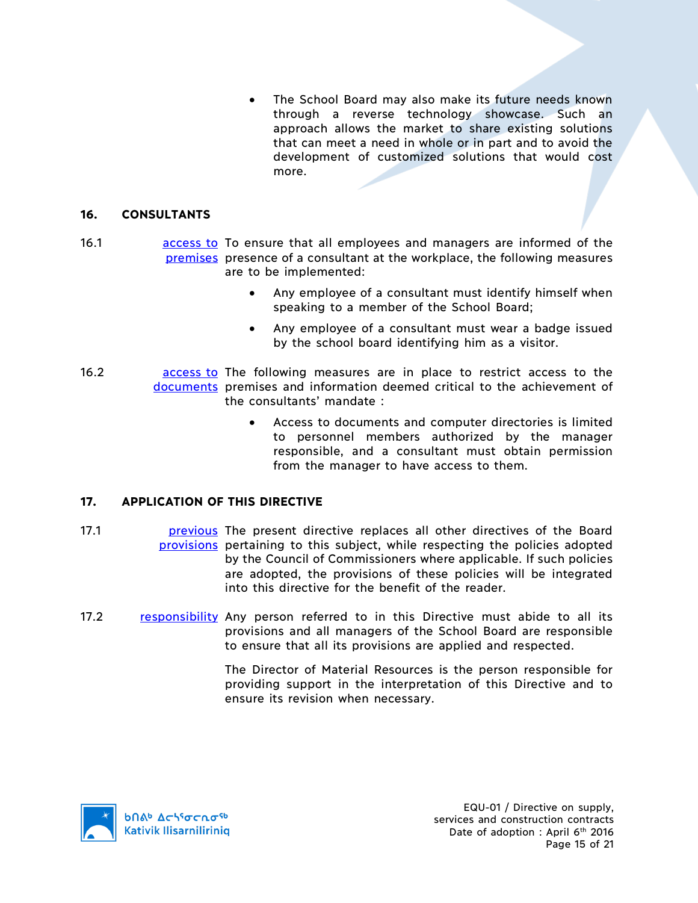- The School Board may also make its future needs known through a reverse technology showcase. Such an approach allows the market to share existing solutions that can meet a need in whole or in part and to avoid the development of customized solutions that would cost more.

## 16. CONSULTANTS

**16.1** access to premises — To ensure that all employees and managers are informed of the presence of a consultant at the workplace, the following measures are to be implemented:

- Any employee of a consultant must identify himself when speaking to a member of the School Board;
- Any employee of a consultant must wear a badge issued by the school board identifying him as a visitor.

**16.2** access to documents — The following measures are in place to restrict access to the premises and information deemed critical to the achievement of the consultants' mandate :

- Access to documents and computer directories is limited to personnel members authorized by the manager responsible, and a consultant must obtain permission from the manager to have access to them.

## 17. APPLICATION OF THIS DIRECTIVE

**17.1** previous provisions — The present directive replaces all other directives of the Board pertaining to this subject, while respecting the policies adopted by the Council of Commissioners where applicable. If such policies are adopted, the provisions of these policies will be integrated into this directive for the benefit of the reader.

**17.2** responsibility — Any person referred to in this Directive must abide to all its provisions and all managers of the School Board are responsible to ensure that all its provisions are applied and respected.

The Director of Material Resources is the person responsible for providing support in the interpretation of this Directive and to ensure its revision when necessary.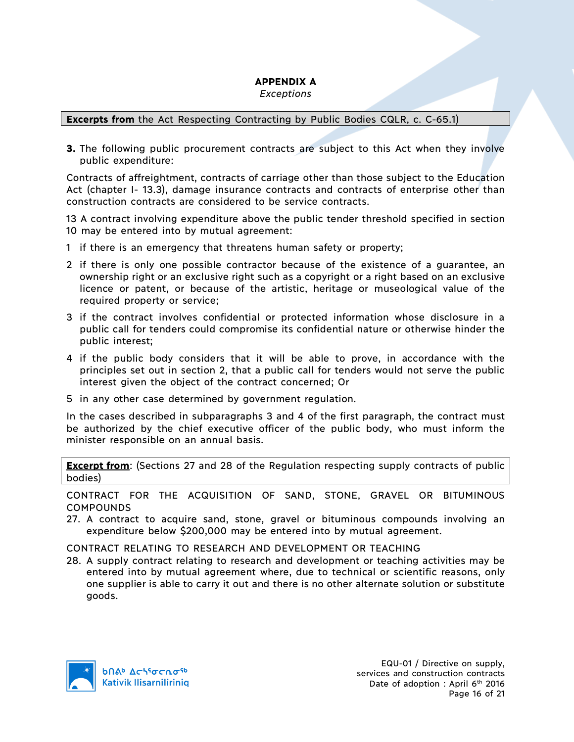## APPENDIX A

*Exceptions*

**Excerpts from** the Act Respecting Contracting by Public Bodies CQLR, c. C-65.1)

**3.** The following public procurement contracts are subject to this Act when they involve public expenditure:

Contracts of affreightment, contracts of carriage other than those subject to the Education Act (chapter I- 13.3), damage insurance contracts and contracts of enterprise other than construction contracts are considered to be service contracts.

13 A contract involving expenditure above the public tender threshold specified in section 10 may be entered into by mutual agreement:

1 if there is an emergency that threatens human safety or property;

2 if there is only one possible contractor because of the existence of a guarantee, an ownership right or an exclusive right such as a copyright or a right based on an exclusive licence or patent, or because of the artistic, heritage or museological value of the required property or service;

3 if the contract involves confidential or protected information whose disclosure in a public call for tenders could compromise its confidential nature or otherwise hinder the public interest;

4 if the public body considers that it will be able to prove, in accordance with the principles set out in section 2, that a public call for tenders would not serve the public interest given the object of the contract concerned; Or

5 in any other case determined by government regulation.

In the cases described in subparagraphs 3 and 4 of the first paragraph, the contract must be authorized by the chief executive officer of the public body, who must inform the minister responsible on an annual basis.

**<u>Excerpt from</u>**: (Sections 27 and 28 of the Regulation respecting supply contracts of public bodies)

CONTRACT FOR THE ACQUISITION OF SAND, STONE, GRAVEL OR BITUMINOUS COMPOUNDS

27. A contract to acquire sand, stone, gravel or bituminous compounds involving an expenditure below $200,000 may be entered into by mutual agreement.

CONTRACT RELATING TO RESEARCH AND DEVELOPMENT OR TEACHING

28. A supply contract relating to research and development or teaching activities may be entered into by mutual agreement where, due to technical or scientific reasons, only one supplier is able to carry it out and there is no other alternate solution or substitute goods.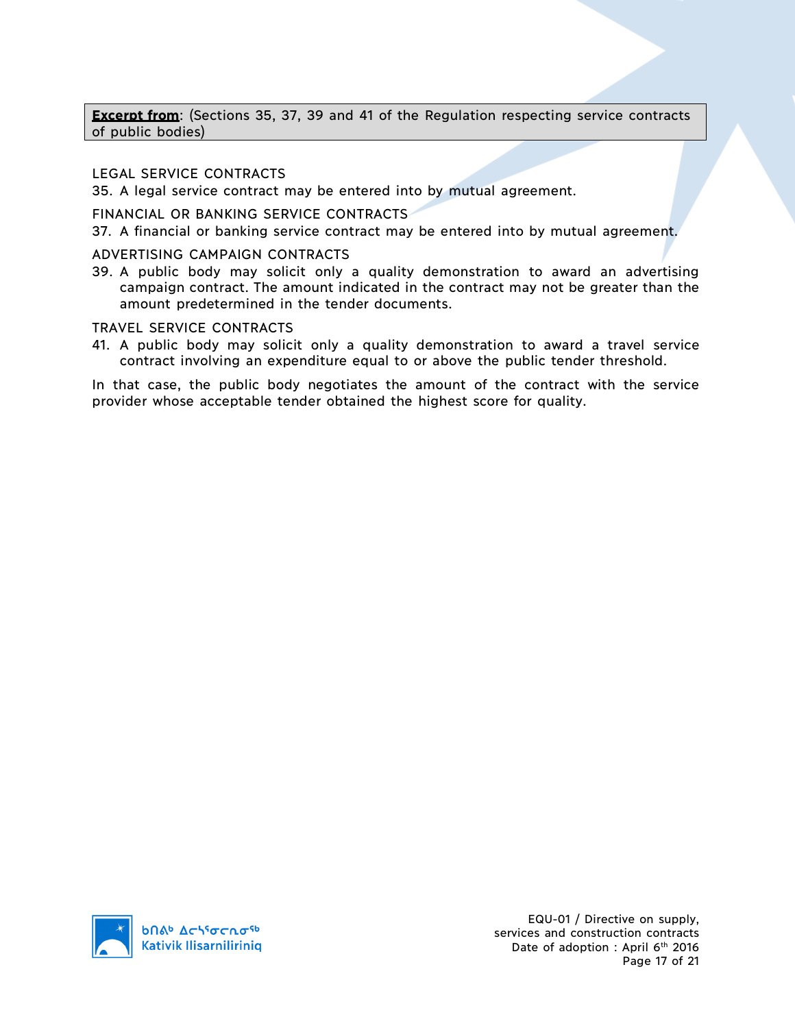**Excerpt from**: (Sections 35, 37, 39 and 41 of the Regulation respecting service contracts of public bodies)

LEGAL SERVICE CONTRACTS

35. A legal service contract may be entered into by mutual agreement.

FINANCIAL OR BANKING SERVICE CONTRACTS

37. A financial or banking service contract may be entered into by mutual agreement.

ADVERTISING CAMPAIGN CONTRACTS

39. A public body may solicit only a quality demonstration to award an advertising campaign contract. The amount indicated in the contract may not be greater than the amount predetermined in the tender documents.

TRAVEL SERVICE CONTRACTS

41. A public body may solicit only a quality demonstration to award a travel service contract involving an expenditure equal to or above the public tender threshold.

In that case, the public body negotiates the amount of the contract with the service provider whose acceptable tender obtained the highest score for quality.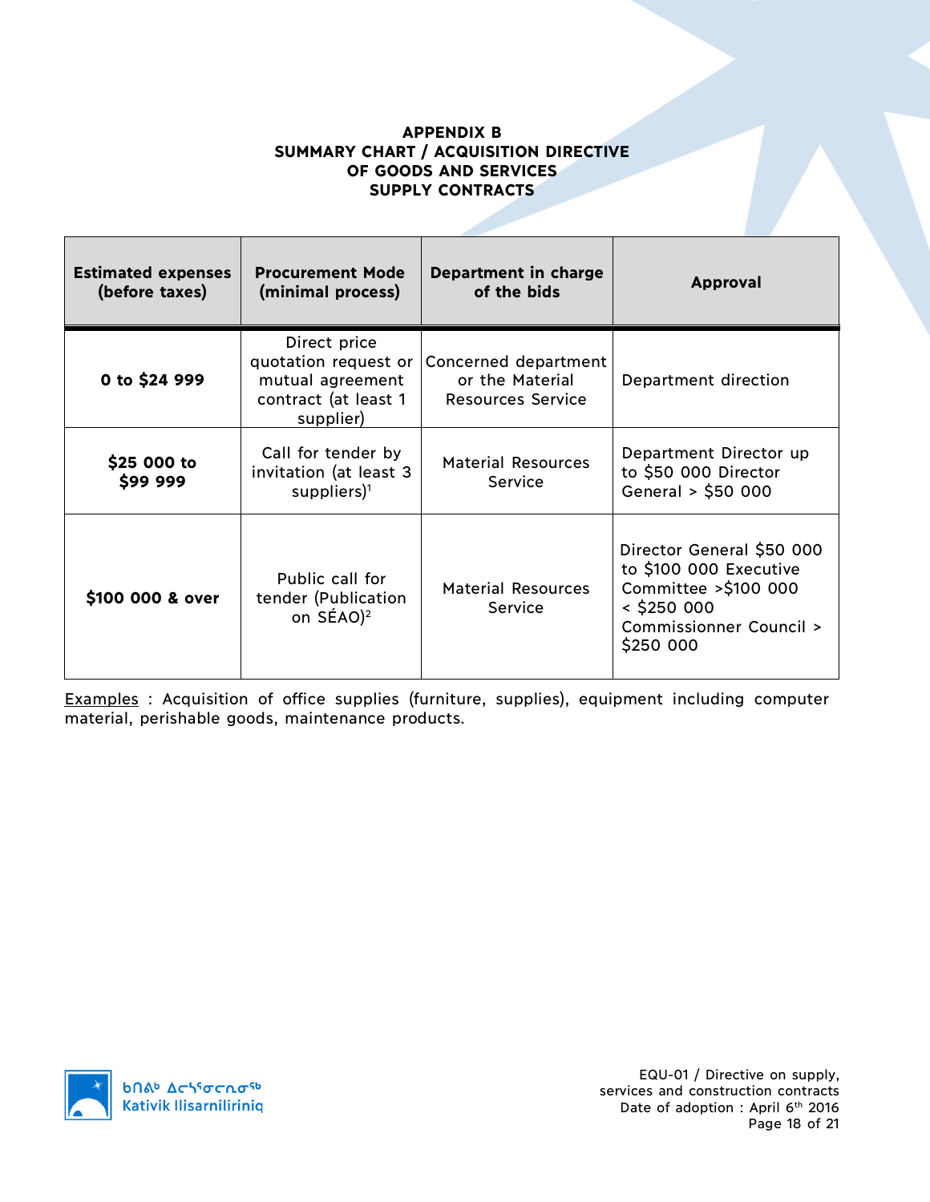# APPENDIX B
## SUMMARY CHART / ACQUISITION DIRECTIVE OF GOODS AND SERVICES SUPPLY CONTRACTS

| Estimated expenses (before taxes) | Procurement Mode (minimal process) | Department in charge of the bids | Approval |
|---|---|---|---|
| **0 to $24 999** | Direct price quotation request or mutual agreement contract (at least 1 supplier) | Concerned department or the Material Resources Service | Department direction |
| **$25 000 to $99 999** | Call for tender by invitation (at least 3 suppliers)[1] | Material Resources Service | Department Director up to $50 000 Director General > $50 000 |
| **$100 000 & over** | Public call for tender (Publication on SÉAO)[2] | Material Resources Service | Director General $50 000 to $100 000 Executive Committee >$100 000 < $250 000 Commissionner Council > $250 000 |

Examples : Acquisition of office supplies (furniture, supplies), equipment including computer material, perishable goods, maintenance products.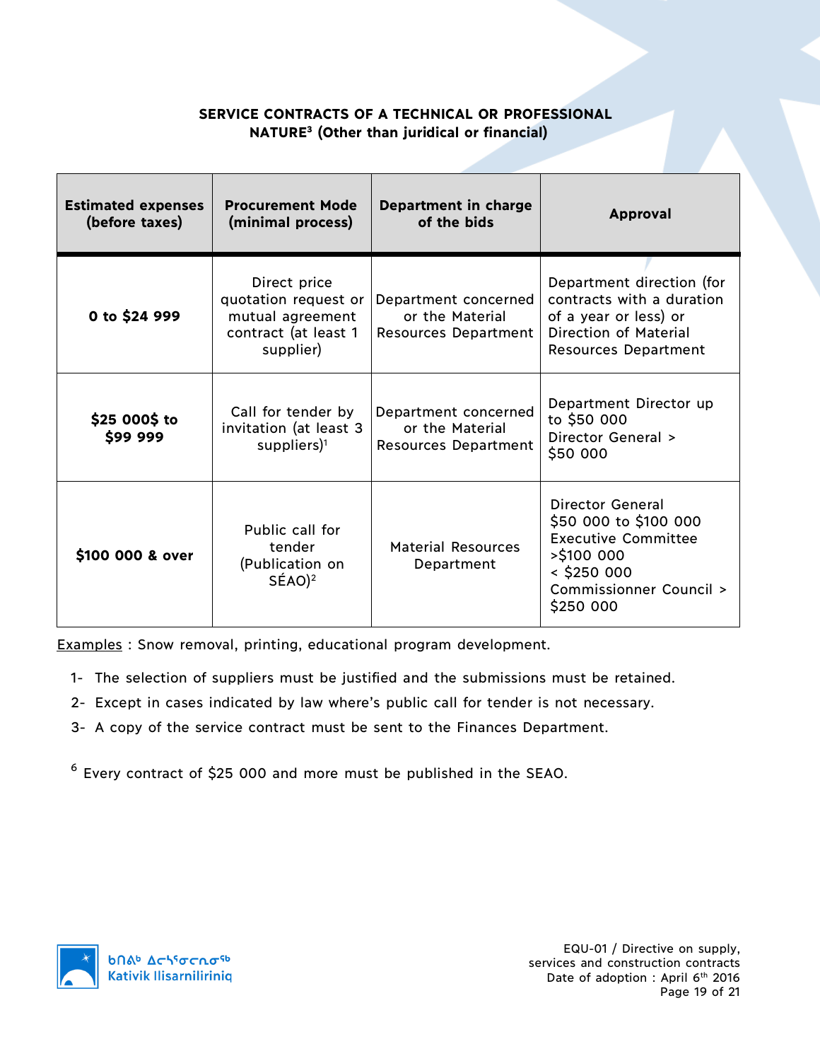**SERVICE CONTRACTS OF A TECHNICAL OR PROFESSIONAL NATURE[3] (Other than juridical or financial)**

| Estimated expenses (before taxes) | Procurement Mode (minimal process) | Department in charge of the bids | Approval |
|---|---|---|---|
| **0 to $24 999** | Direct price quotation request or mutual agreement contract (at least 1 supplier) | Department concerned or the Material Resources Department | Department direction (for contracts with a duration of a year or less) or Direction of Material Resources Department |
| **$25 000$ to $99 999** | Call for tender by invitation (at least 3 suppliers)[1] | Department concerned or the Material Resources Department | Department Director up to $50 000<br>Director General > $50 000 |
| **$100 000 & over** | Public call for tender (Publication on SÉAO)[2] | Material Resources Department | Director General $50 000 to $100 000<br>Executive Committee >$100 000 < $250 000<br>Commissionner Council > $250 000 |

Examples : Snow removal, printing, educational program development.

1- The selection of suppliers must be justified and the submissions must be retained.

2- Except in cases indicated by law where's public call for tender is not necessary.

3- A copy of the service contract must be sent to the Finances Department.

[6] Every contract of $25 000 and more must be published in the SEAO.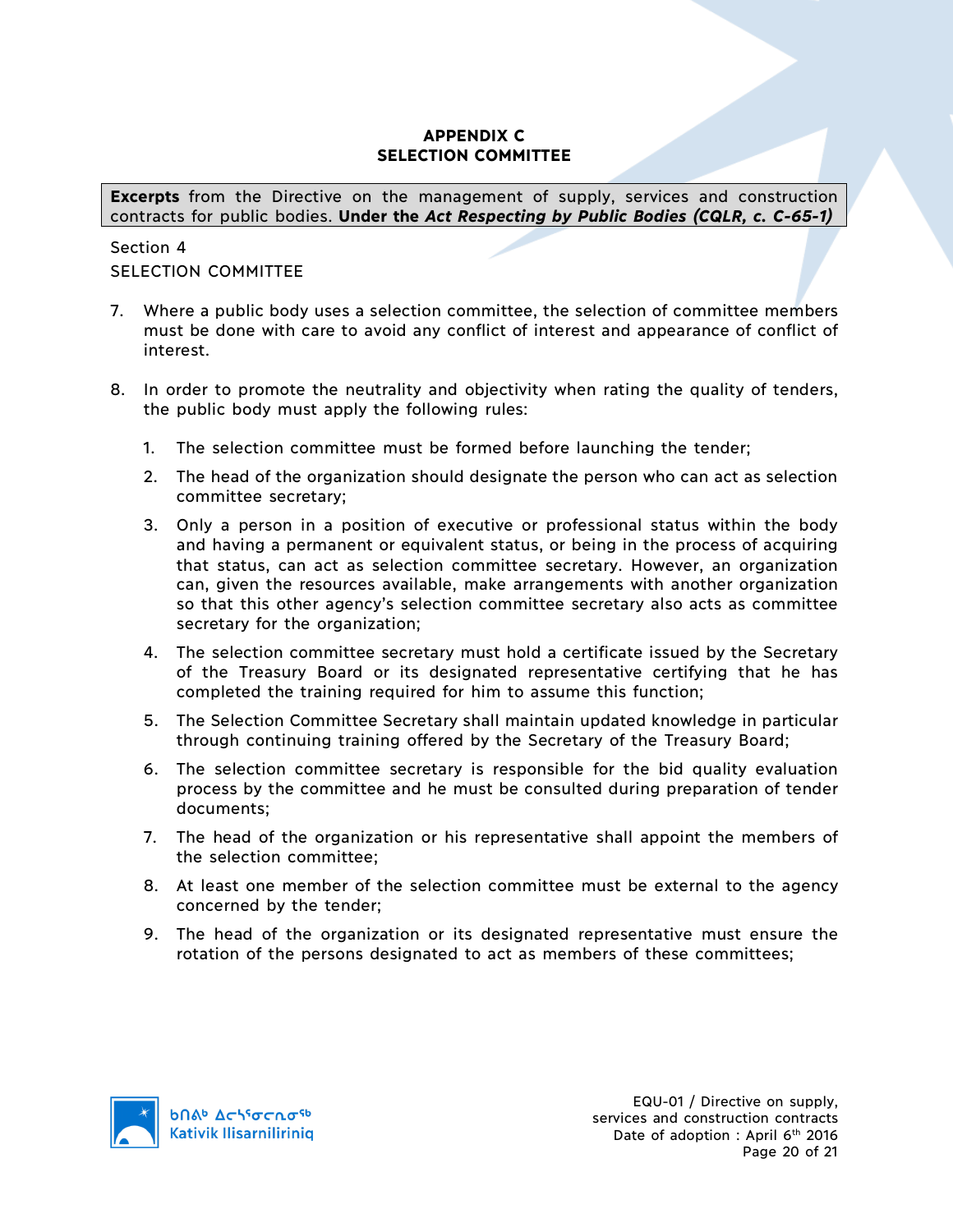# APPENDIX C
# SELECTION COMMITTEE

**Excerpts** from the Directive on the management of supply, services and construction contracts for public bodies. **Under the *Act Respecting by Public Bodies (CQLR, c. C-65-1)***

Section 4
SELECTION COMMITTEE

7. Where a public body uses a selection committee, the selection of committee members must be done with care to avoid any conflict of interest and appearance of conflict of interest.

8. In order to promote the neutrality and objectivity when rating the quality of tenders, the public body must apply the following rules:

    1. The selection committee must be formed before launching the tender;

    2. The head of the organization should designate the person who can act as selection committee secretary;

    3. Only a person in a position of executive or professional status within the body and having a permanent or equivalent status, or being in the process of acquiring that status, can act as selection committee secretary. However, an organization can, given the resources available, make arrangements with another organization so that this other agency's selection committee secretary also acts as committee secretary for the organization;

    4. The selection committee secretary must hold a certificate issued by the Secretary of the Treasury Board or its designated representative certifying that he has completed the training required for him to assume this function;

    5. The Selection Committee Secretary shall maintain updated knowledge in particular through continuing training offered by the Secretary of the Treasury Board;

    6. The selection committee secretary is responsible for the bid quality evaluation process by the committee and he must be consulted during preparation of tender documents;

    7. The head of the organization or his representative shall appoint the members of the selection committee;

    8. At least one member of the selection committee must be external to the agency concerned by the tender;

    9. The head of the organization or its designated representative must ensure the rotation of the persons designated to act as members of these committees;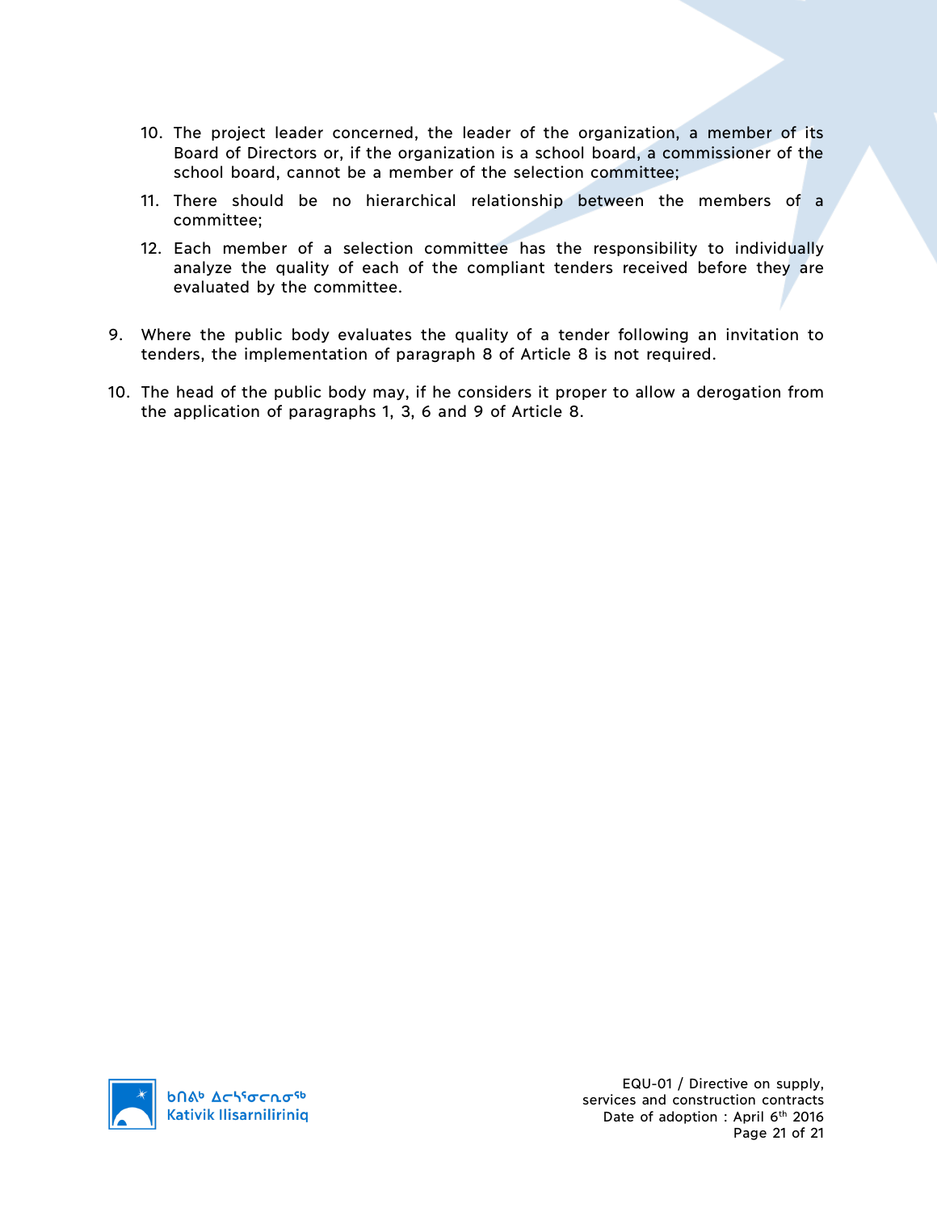10. The project leader concerned, the leader of the organization, a member of its Board of Directors or, if the organization is a school board, a commissioner of the school board, cannot be a member of the selection committee;
11. There should be no hierarchical relationship between the members of a committee;
12. Each member of a selection committee has the responsibility to individually analyze the quality of each of the compliant tenders received before they are evaluated by the committee.

9. Where the public body evaluates the quality of a tender following an invitation to tenders, the implementation of paragraph 8 of Article 8 is not required.

10. The head of the public body may, if he considers it proper to allow a derogation from the application of paragraphs 1, 3, 6 and 9 of Article 8.